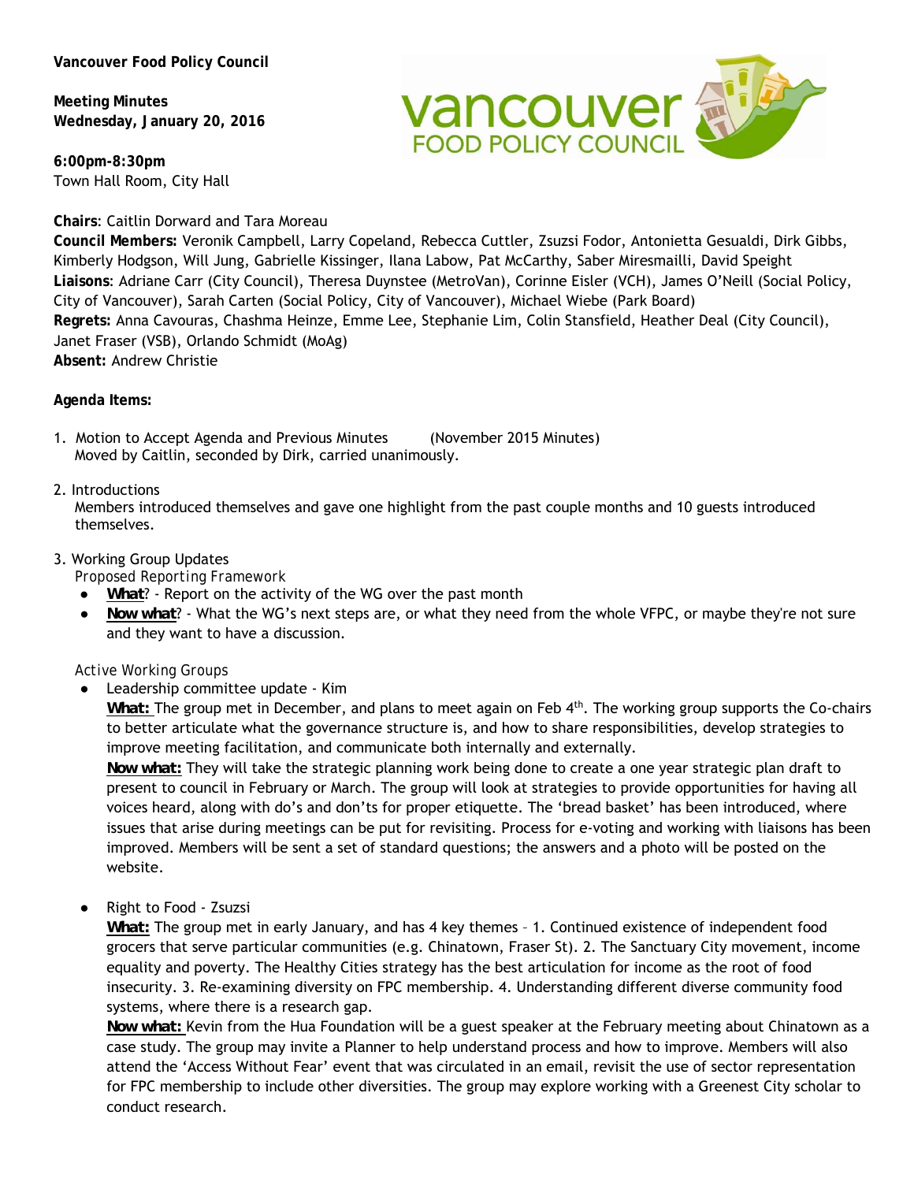**Vancouver Food Policy Council**

**Meeting Minutes**
**Wednesday, January 20, 2016**

**6:00pm-8:30pm**
Town Hall Room, City Hall

**Chairs**: Caitlin Dorward and Tara Moreau
**Council Members:** Veronik Campbell, Larry Copeland, Rebecca Cuttler, Zsuzsi Fodor, Antonietta Gesualdi, Dirk Gibbs, Kimberly Hodgson, Will Jung, Gabrielle Kissinger, Ilana Labow, Pat McCarthy, Saber Miresmailli, David Speight
**Liaisons**: Adriane Carr (City Council), Theresa Duynstee (MetroVan), Corinne Eisler (VCH), James O'Neill (Social Policy, City of Vancouver), Sarah Carten (Social Policy, City of Vancouver), Michael Wiebe (Park Board)
**Regrets:** Anna Cavouras, Chashma Heinze, Emme Lee, Stephanie Lim, Colin Stansfield, Heather Deal (City Council), Janet Fraser (VSB), Orlando Schmidt (MoAg)
**Absent:** Andrew Christie

**Agenda Items:**

1. Motion to Accept Agenda and Previous Minutes (November 2015 Minutes)
   Moved by Caitlin, seconded by Dirk, carried unanimously.

2. Introductions
   Members introduced themselves and gave one highlight from the past couple months and 10 guests introduced themselves.

3. Working Group Updates
   Proposed Reporting Framework
   - **What**? - Report on the activity of the WG over the past month
   - **Now what**? - What the WG's next steps are, or what they need from the whole VFPC, or maybe they're not sure and they want to have a discussion.

   Active Working Groups
   - Leadership committee update - Kim
     **What:** The group met in December, and plans to meet again on Feb 4th. The working group supports the Co-chairs to better articulate what the governance structure is, and how to share responsibilities, develop strategies to improve meeting facilitation, and communicate both internally and externally.
     **Now what:** They will take the strategic planning work being done to create a one year strategic plan draft to present to council in February or March. The group will look at strategies to provide opportunities for having all voices heard, along with do's and don'ts for proper etiquette. The 'bread basket' has been introduced, where issues that arise during meetings can be put for revisiting. Process for e-voting and working with liaisons has been improved. Members will be sent a set of standard questions; the answers and a photo will be posted on the website.

   - Right to Food - Zsuzsi
     **What:** The group met in early January, and has 4 key themes – 1. Continued existence of independent food grocers that serve particular communities (e.g. Chinatown, Fraser St). 2. The Sanctuary City movement, income equality and poverty. The Healthy Cities strategy has the best articulation for income as the root of food insecurity. 3. Re-examining diversity on FPC membership. 4. Understanding different diverse community food systems, where there is a research gap.
     **Now what:** Kevin from the Hua Foundation will be a guest speaker at the February meeting about Chinatown as a case study. The group may invite a Planner to help understand process and how to improve. Members will also attend the 'Access Without Fear' event that was circulated in an email, revisit the use of sector representation for FPC membership to include other diversities. The group may explore working with a Greenest City scholar to conduct research.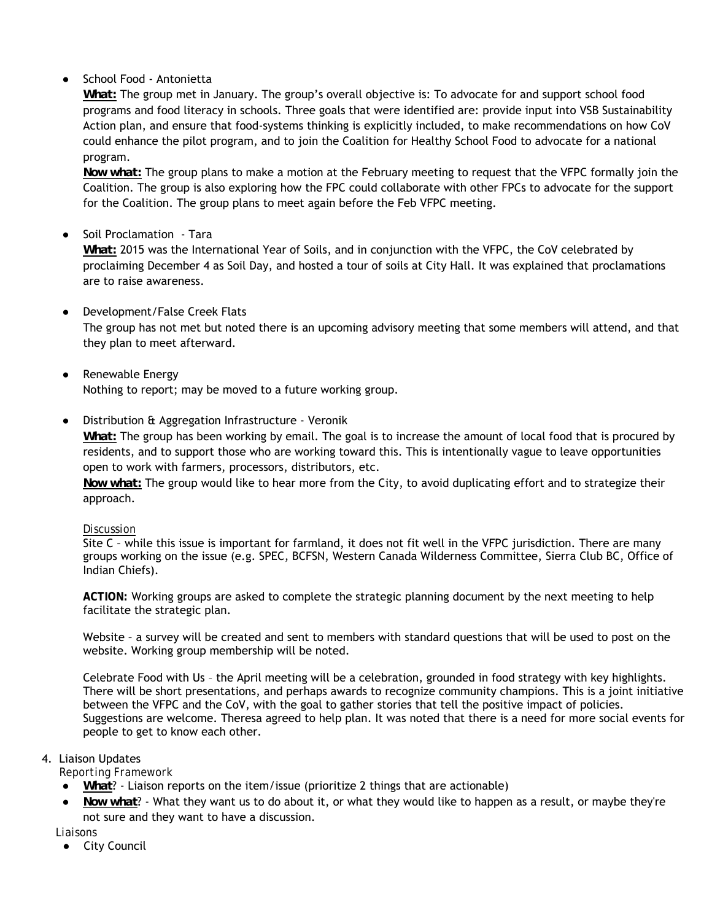- School Food - Antonietta

  **What:** The group met in January. The group's overall objective is: To advocate for and support school food programs and food literacy in schools. Three goals that were identified are: provide input into VSB Sustainability Action plan, and ensure that food-systems thinking is explicitly included, to make recommendations on how CoV could enhance the pilot program, and to join the Coalition for Healthy School Food to advocate for a national program.

  **Now what:** The group plans to make a motion at the February meeting to request that the VFPC formally join the Coalition. The group is also exploring how the FPC could collaborate with other FPCs to advocate for the support for the Coalition. The group plans to meet again before the Feb VFPC meeting.

- Soil Proclamation - Tara

  **What:** 2015 was the International Year of Soils, and in conjunction with the VFPC, the CoV celebrated by proclaiming December 4 as Soil Day, and hosted a tour of soils at City Hall. It was explained that proclamations are to raise awareness.

- Development/False Creek Flats

  The group has not met but noted there is an upcoming advisory meeting that some members will attend, and that they plan to meet afterward.

- Renewable Energy

  Nothing to report; may be moved to a future working group.

- Distribution & Aggregation Infrastructure - Veronik

  **What:** The group has been working by email. The goal is to increase the amount of local food that is procured by residents, and to support those who are working toward this. This is intentionally vague to leave opportunities open to work with farmers, processors, distributors, etc.

  **Now what:** The group would like to hear more from the City, to avoid duplicating effort and to strategize their approach.

  Discussion

  Site C – while this issue is important for farmland, it does not fit well in the VFPC jurisdiction. There are many groups working on the issue (e.g. SPEC, BCFSN, Western Canada Wilderness Committee, Sierra Club BC, Office of Indian Chiefs).

  **ACTION:** Working groups are asked to complete the strategic planning document by the next meeting to help facilitate the strategic plan.

  Website – a survey will be created and sent to members with standard questions that will be used to post on the website. Working group membership will be noted.

  Celebrate Food with Us – the April meeting will be a celebration, grounded in food strategy with key highlights. There will be short presentations, and perhaps awards to recognize community champions. This is a joint initiative between the VFPC and the CoV, with the goal to gather stories that tell the positive impact of policies. Suggestions are welcome. Theresa agreed to help plan. It was noted that there is a need for more social events for people to get to know each other.

4. Liaison Updates

   *Reporting Framework*

   - **What**? - Liaison reports on the item/issue (prioritize 2 things that are actionable)
   - **Now what**? - What they want us to do about it, or what they would like to happen as a result, or maybe they're not sure and they want to have a discussion.

   *Liaisons*

   - City Council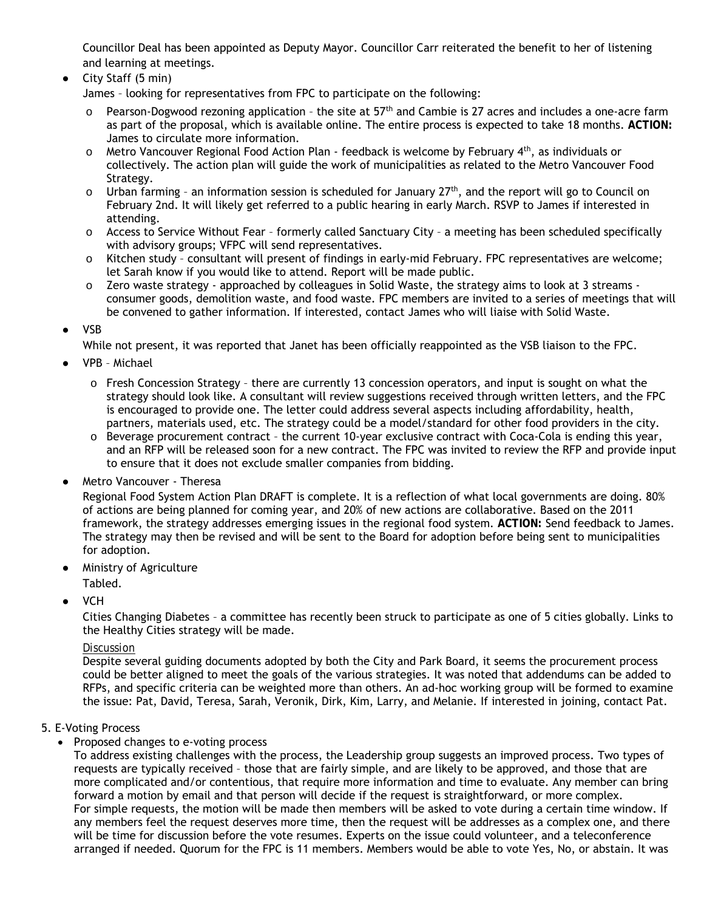Councillor Deal has been appointed as Deputy Mayor. Councillor Carr reiterated the benefit to her of listening and learning at meetings.

- City Staff (5 min)

  James – looking for representatives from FPC to participate on the following:

  - Pearson-Dogwood rezoning application – the site at 57th and Cambie is 27 acres and includes a one-acre farm as part of the proposal, which is available online. The entire process is expected to take 18 months. **ACTION:** James to circulate more information.
  - Metro Vancouver Regional Food Action Plan - feedback is welcome by February 4th, as individuals or collectively. The action plan will guide the work of municipalities as related to the Metro Vancouver Food Strategy.
  - Urban farming – an information session is scheduled for January 27th, and the report will go to Council on February 2nd. It will likely get referred to a public hearing in early March. RSVP to James if interested in attending.
  - Access to Service Without Fear – formerly called Sanctuary City – a meeting has been scheduled specifically with advisory groups; VFPC will send representatives.
  - Kitchen study – consultant will present of findings in early-mid February. FPC representatives are welcome; let Sarah know if you would like to attend. Report will be made public.
  - Zero waste strategy - approached by colleagues in Solid Waste, the strategy aims to look at 3 streams - consumer goods, demolition waste, and food waste. FPC members are invited to a series of meetings that will be convened to gather information. If interested, contact James who will liaise with Solid Waste.

- VSB

  While not present, it was reported that Janet has been officially reappointed as the VSB liaison to the FPC.

- VPB – Michael

  - Fresh Concession Strategy – there are currently 13 concession operators, and input is sought on what the strategy should look like. A consultant will review suggestions received through written letters, and the FPC is encouraged to provide one. The letter could address several aspects including affordability, health, partners, materials used, etc. The strategy could be a model/standard for other food providers in the city.
  - Beverage procurement contract – the current 10-year exclusive contract with Coca-Cola is ending this year, and an RFP will be released soon for a new contract. The FPC was invited to review the RFP and provide input to ensure that it does not exclude smaller companies from bidding.

- Metro Vancouver - Theresa

  Regional Food System Action Plan DRAFT is complete. It is a reflection of what local governments are doing. 80% of actions are being planned for coming year, and 20% of new actions are collaborative. Based on the 2011 framework, the strategy addresses emerging issues in the regional food system. **ACTION:** Send feedback to James. The strategy may then be revised and will be sent to the Board for adoption before being sent to municipalities for adoption.

- Ministry of Agriculture

  Tabled.

- VCH

  Cities Changing Diabetes – a committee has recently been struck to participate as one of 5 cities globally. Links to the Healthy Cities strategy will be made.

  Discussion

  Despite several guiding documents adopted by both the City and Park Board, it seems the procurement process could be better aligned to meet the goals of the various strategies. It was noted that addendums can be added to RFPs, and specific criteria can be weighted more than others. An ad-hoc working group will be formed to examine the issue: Pat, David, Teresa, Sarah, Veronik, Dirk, Kim, Larry, and Melanie. If interested in joining, contact Pat.

5. E-Voting Process

- Proposed changes to e-voting process

  To address existing challenges with the process, the Leadership group suggests an improved process. Two types of requests are typically received – those that are fairly simple, and are likely to be approved, and those that are more complicated and/or contentious, that require more information and time to evaluate. Any member can bring forward a motion by email and that person will decide if the request is straightforward, or more complex.

  For simple requests, the motion will be made then members will be asked to vote during a certain time window. If any members feel the request deserves more time, then the request will be addresses as a complex one, and there will be time for discussion before the vote resumes. Experts on the issue could volunteer, and a teleconference arranged if needed. Quorum for the FPC is 11 members. Members would be able to vote Yes, No, or abstain. It was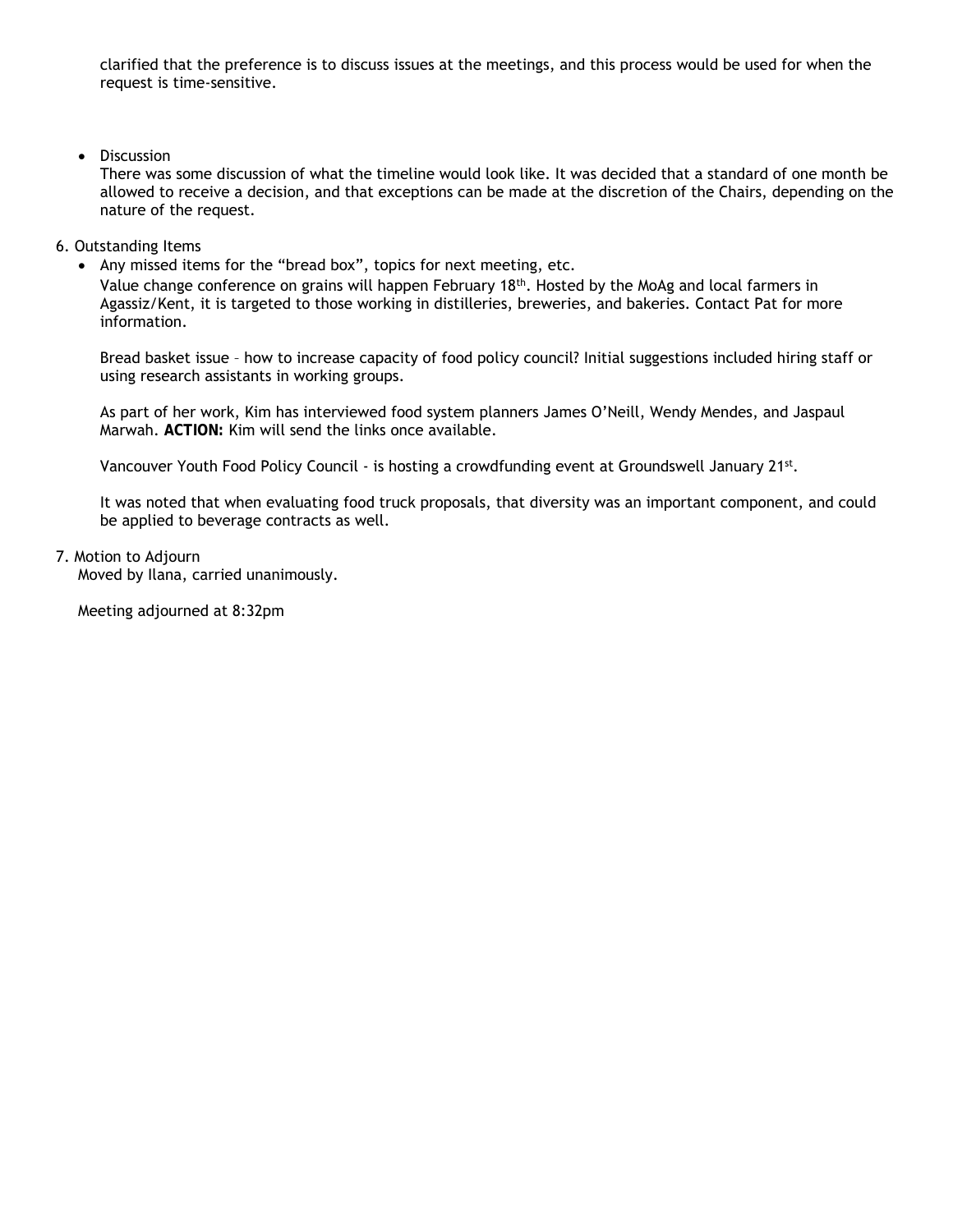clarified that the preference is to discuss issues at the meetings, and this process would be used for when the request is time-sensitive.

- Discussion

  There was some discussion of what the timeline would look like. It was decided that a standard of one month be allowed to receive a decision, and that exceptions can be made at the discretion of the Chairs, depending on the nature of the request.

6. Outstanding Items
   - Any missed items for the "bread box", topics for next meeting, etc.

     Value change conference on grains will happen February 18th. Hosted by the MoAg and local farmers in Agassiz/Kent, it is targeted to those working in distilleries, breweries, and bakeries. Contact Pat for more information.

     Bread basket issue – how to increase capacity of food policy council? Initial suggestions included hiring staff or using research assistants in working groups.

     As part of her work, Kim has interviewed food system planners James O'Neill, Wendy Mendes, and Jaspaul Marwah. **ACTION:** Kim will send the links once available.

     Vancouver Youth Food Policy Council - is hosting a crowdfunding event at Groundswell January 21st.

     It was noted that when evaluating food truck proposals, that diversity was an important component, and could be applied to beverage contracts as well.

7. Motion to Adjourn

   Moved by Ilana, carried unanimously.

   Meeting adjourned at 8:32pm